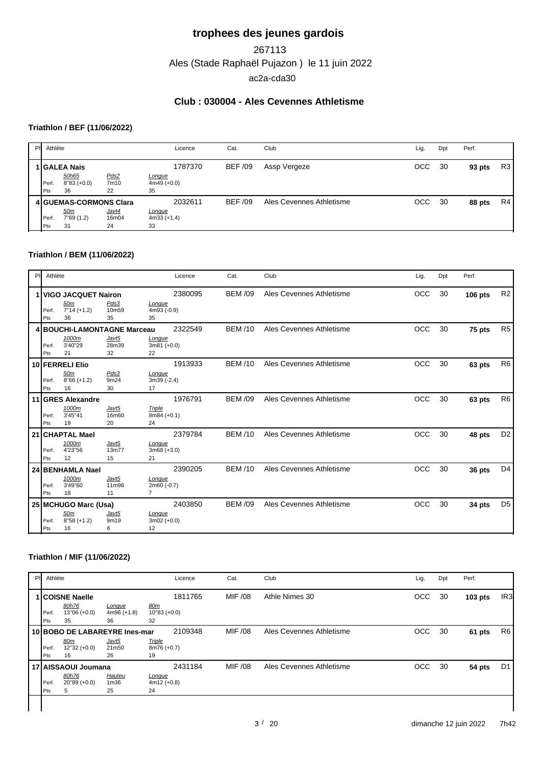# trophees des jeunes gardois

267113

Ales (Stade Raphaël Pujazon ) le 11 juin 2022

ac2a-cda30

## Club : 030004 - Ales Cevennes Athletisme

### Triathlon / BEF (11/06/2022)

| Pl | Athlète | Licence | Cat. | Club | Lig. | Dpt | Perf. | |
|---|---|---|---|---|---|---|---|---|
| 1 | **GALEA Nais** | 1787370 | BEF /09 | Assp Vergeze | OCC | 30 | **93 pts** | R3 |
| | *50h65* / *Pds2* / *Longue* — Perf. 8"83 (+0.0) / 7m10 / 4m49 (+0.0) — Pts 36 / 22 / 35 | | | | | | | |
| 4 | **GUEMAS-CORMONS Clara** | 2032611 | BEF /09 | Ales Cevennes Athletisme | OCC | 30 | **88 pts** | R4 |
| | *50m* / *Javt4* / *Longue* — Perf. 7"69 (1.2) / 16m04 / 4m33 (+1.4) — Pts 31 / 24 / 33 | | | | | | | |

### Triathlon / BEM (11/06/2022)

| Pl | Athlète | Licence | Cat. | Club | Lig. | Dpt | Perf. | |
|---|---|---|---|---|---|---|---|---|
| 1 | **VIGO JACQUET Nairon** | 2380095 | BEM /09 | Ales Cevennes Athletisme | OCC | 30 | **106 pts** | R2 |
| | *50m* / *Pds3* / *Longue* — Perf. 7"14 (+1.2) / 10m59 / 4m93 (-0.9) — Pts 36 / 35 / 35 | | | | | | | |
| 4 | **BOUCHI-LAMONTAGNE Marceau** | 2322549 | BEM /10 | Ales Cevennes Athletisme | OCC | 30 | **75 pts** | R5 |
| | *1000m* / *Javt5* / *Longue* — Perf. 3'40"29 / 28m39 / 3m81 (+0.0) — Pts 21 / 32 / 22 | | | | | | | |
| 10 | **FERRELI Elio** | 1913933 | BEM /10 | Ales Cevennes Athletisme | OCC | 30 | **63 pts** | R6 |
| | *50m* / *Pds3* / *Longue* — Perf. 8"66 (+1.2) / 9m24 / 3m39 (-2.4) — Pts 16 / 30 / 17 | | | | | | | |
| 11 | **GRES Alexandre** | 1976791 | BEM /09 | Ales Cevennes Athletisme | OCC | 30 | **63 pts** | R6 |
| | *1000m* / *Javt5* / *Triple* — Perf. 3'45"41 / 16m60 / 8m84 (+0.1) — Pts 19 / 20 / 24 | | | | | | | |
| 21 | **CHAPTAL Mael** | 2379784 | BEM /10 | Ales Cevennes Athletisme | OCC | 30 | **48 pts** | D2 |
| | *1000m* / *Javt5* / *Longue* — Perf. 4'23"56 / 13m77 / 3m68 (+3.0) — Pts 12 / 15 / 21 | | | | | | | |
| 24 | **BENHAMLA Nael** | 2390205 | BEM /10 | Ales Cevennes Athletisme | OCC | 30 | **36 pts** | D4 |
| | *1000m* / *Javt5* / *Longue* — Perf. 3'49"60 / 11m98 / 2m60 (-0.7) — Pts 18 / 11 / 7 | | | | | | | |
| 25 | **MCHUGO Marc (Usa)** | 2403850 | BEM /09 | Ales Cevennes Athletisme | OCC | 30 | **34 pts** | D5 |
| | *50m* / *Javt5* / *Longue* — Perf. 8"58 (+1.2) / 9m19 / 3m02 (+0.0) — Pts 16 / 6 / 12 | | | | | | | |

### Triathlon / MIF (11/06/2022)

| Pl | Athlète | Licence | Cat. | Club | Lig. | Dpt | Perf. | |
|---|---|---|---|---|---|---|---|---|
| 1 | **COISNE Naelle** | 1811765 | MIF /08 | Athle Nimes 30 | OCC | 30 | **103 pts** | IR3 |
| | *80h76* / *Longue* / *80m* — Perf. 13"06 (+0.0) / 4m96 (+1.8) / 10"83 (+0.0) — Pts 35 / 36 / 32 | | | | | | | |
| 10 | **BOBO DE LABAREYRE Ines-mar** | 2109348 | MIF /08 | Ales Cevennes Athletisme | OCC | 30 | **61 pts** | R6 |
| | *80m* / *Javt5* / *Triple* — Perf. 12"32 (+0.0) / 21m50 / 8m76 (+0.7) — Pts 16 / 26 / 19 | | | | | | | |
| 17 | **AISSAOUI Joumana** | 2431184 | MIF /08 | Ales Cevennes Athletisme | OCC | 30 | **54 pts** | D1 |
| | *80h76* / *Hauteu* / *Longue* — Perf. 20"89 (+0.0) / 1m36 / 4m12 (+0.8) — Pts 5 / 25 / 24 | | | | | | | |

dimanche 12 juin 2022 7h42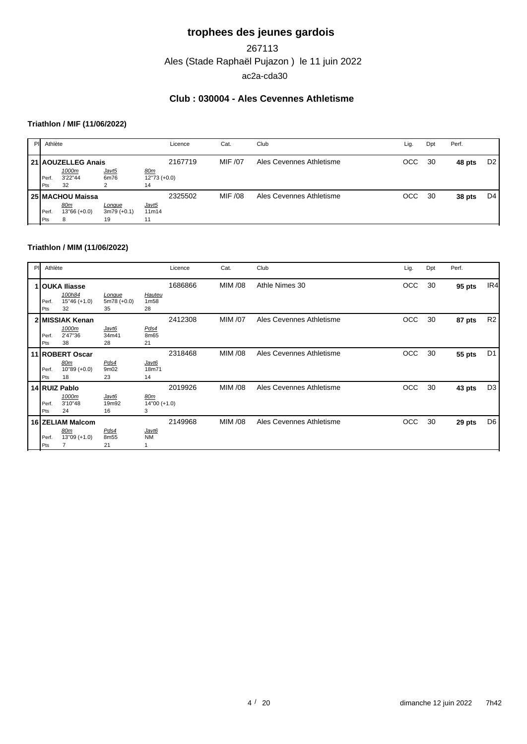# trophees des jeunes gardois

267113

Ales (Stade Raphaël Pujazon ) le 11 juin 2022

ac2a-cda30

### Club : 030004 - Ales Cevennes Athletisme

#### Triathlon / MIF (11/06/2022)

| Pl | Athlète | | | Licence | Cat. | Club | Lig. | Dpt | Perf. | |
|---|---|---|---|---|---|---|---|---|---|---|
| 21 | **AOUZELLEG Anais** | | | 2167719 | MIF /07 | Ales Cevennes Athletisme | OCC | 30 | **48 pts** | D2 |
| | | *1000m* | *Javt5* | *80m* | | | | | | |
| | Perf. | 3'22"44 | 6m76 | 12"73 (+0.0) | | | | | | |
| | Pts | 32 | 2 | 14 | | | | | | |
| 25 | **MACHOU Maissa** | | | 2325502 | MIF /08 | Ales Cevennes Athletisme | OCC | 30 | **38 pts** | D4 |
| | | *80m* | *Longue* | *Javt5* | | | | | | |
| | Perf. | 13"66 (+0.0) | 3m79 (+0.1) | 11m14 | | | | | | |
| | Pts | 8 | 19 | 11 | | | | | | |

#### Triathlon / MIM (11/06/2022)

| Pl | Athlète | | | Licence | Cat. | Club | Lig. | Dpt | Perf. | |
|---|---|---|---|---|---|---|---|---|---|---|
| 1 | **OUKA Iliasse** | | | 1686866 | MIM /08 | Athle Nimes 30 | OCC | 30 | **95 pts** | IR4 |
| | | *100h84* | *Longue* | *Hauteu* | | | | | | |
| | Perf. | 15"46 (+1.0) | 5m78 (+0.0) | 1m58 | | | | | | |
| | Pts | 32 | 35 | 28 | | | | | | |
| 2 | **MISSIAK Kenan** | | | 2412308 | MIM /07 | Ales Cevennes Athletisme | OCC | 30 | **87 pts** | R2 |
| | | *1000m* | *Javt6* | *Pds4* | | | | | | |
| | Perf. | 2'47"36 | 34m41 | 8m65 | | | | | | |
| | Pts | 38 | 28 | 21 | | | | | | |
| 11 | **ROBERT Oscar** | | | 2318468 | MIM /08 | Ales Cevennes Athletisme | OCC | 30 | **55 pts** | D1 |
| | | *80m* | *Pds4* | *Javt6* | | | | | | |
| | Perf. | 10"89 (+0.0) | 9m02 | 18m71 | | | | | | |
| | Pts | 18 | 23 | 14 | | | | | | |
| 14 | **RUIZ Pablo** | | | 2019926 | MIM /08 | Ales Cevennes Athletisme | OCC | 30 | **43 pts** | D3 |
| | | *1000m* | *Javt6* | *80m* | | | | | | |
| | Perf. | 3'10"48 | 19m92 | 14"00 (+1.0) | | | | | | |
| | Pts | 24 | 16 | 3 | | | | | | |
| 16 | **ZELIAM Malcom** | | | 2149968 | MIM /08 | Ales Cevennes Athletisme | OCC | 30 | **29 pts** | D6 |
| | | *80m* | *Pds4* | *Javt6* | | | | | | |
| | Perf. | 13"09 (+1.0) | 8m55 | NM | | | | | | |
| | Pts | 7 | 21 | 1 | | | | | | |

dimanche 12 juin 2022 7h42